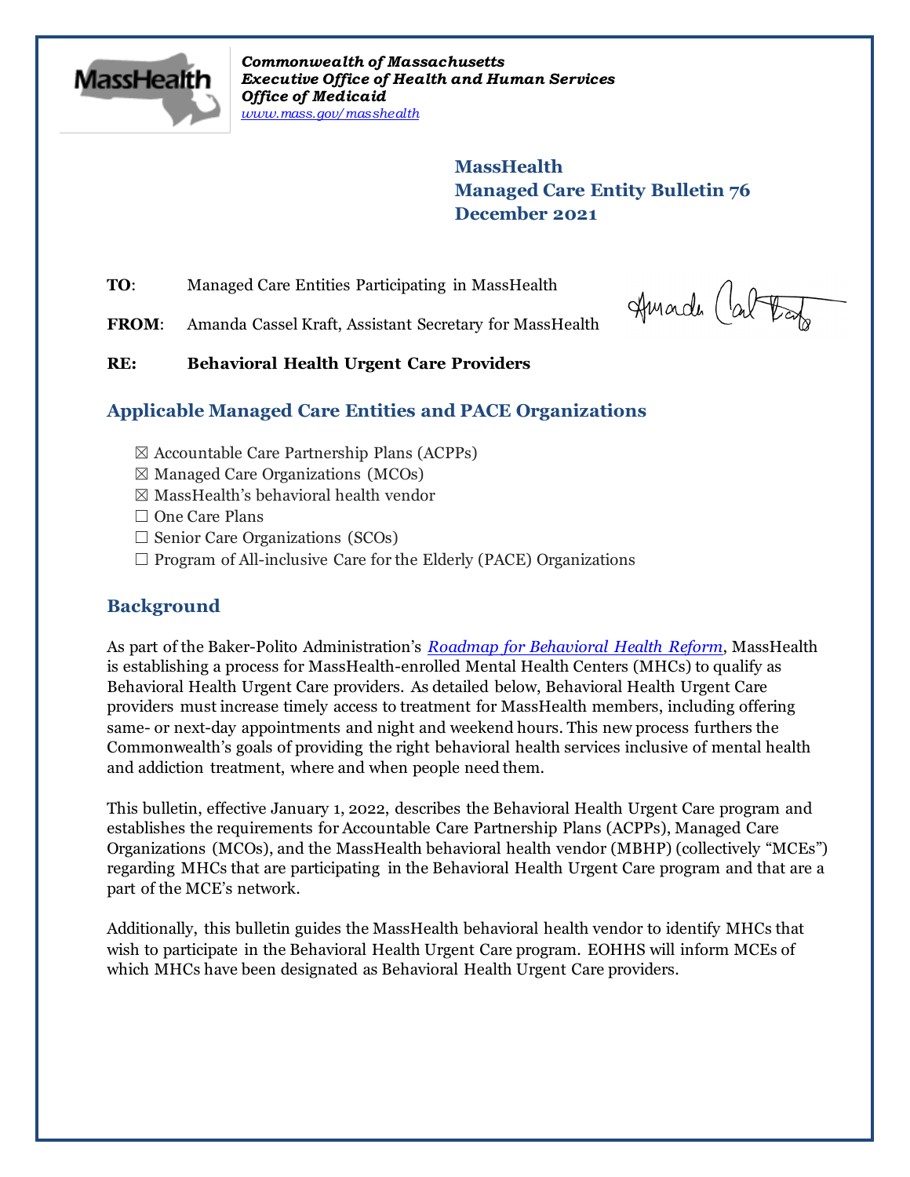*Commonwealth of Massachusetts*
***Executive Office of Health and Human Services***
***Office of Medicaid***
*www.mass.gov/masshealth*

**MassHealth**
**Managed Care Entity Bulletin 76**
**December 2021**

**TO**: Managed Care Entities Participating in MassHealth

**FROM**: Amanda Cassel Kraft, Assistant Secretary for MassHealth

**RE: Behavioral Health Urgent Care Providers**

## Applicable Managed Care Entities and PACE Organizations

☒ Accountable Care Partnership Plans (ACPPs)
☒ Managed Care Organizations (MCOs)
☒ MassHealth's behavioral health vendor
☐ One Care Plans
☐ Senior Care Organizations (SCOs)
☐ Program of All-inclusive Care for the Elderly (PACE) Organizations

## Background

As part of the Baker-Polito Administration's *Roadmap for Behavioral Health Reform*, MassHealth is establishing a process for MassHealth-enrolled Mental Health Centers (MHCs) to qualify as Behavioral Health Urgent Care providers. As detailed below, Behavioral Health Urgent Care providers must increase timely access to treatment for MassHealth members, including offering same- or next-day appointments and night and weekend hours. This new process furthers the Commonwealth's goals of providing the right behavioral health services inclusive of mental health and addiction treatment, where and when people need them.

This bulletin, effective January 1, 2022, describes the Behavioral Health Urgent Care program and establishes the requirements for Accountable Care Partnership Plans (ACPPs), Managed Care Organizations (MCOs), and the MassHealth behavioral health vendor (MBHP) (collectively "MCEs") regarding MHCs that are participating in the Behavioral Health Urgent Care program and that are a part of the MCE's network.

Additionally, this bulletin guides the MassHealth behavioral health vendor to identify MHCs that wish to participate in the Behavioral Health Urgent Care program. EOHHS will inform MCEs of which MHCs have been designated as Behavioral Health Urgent Care providers.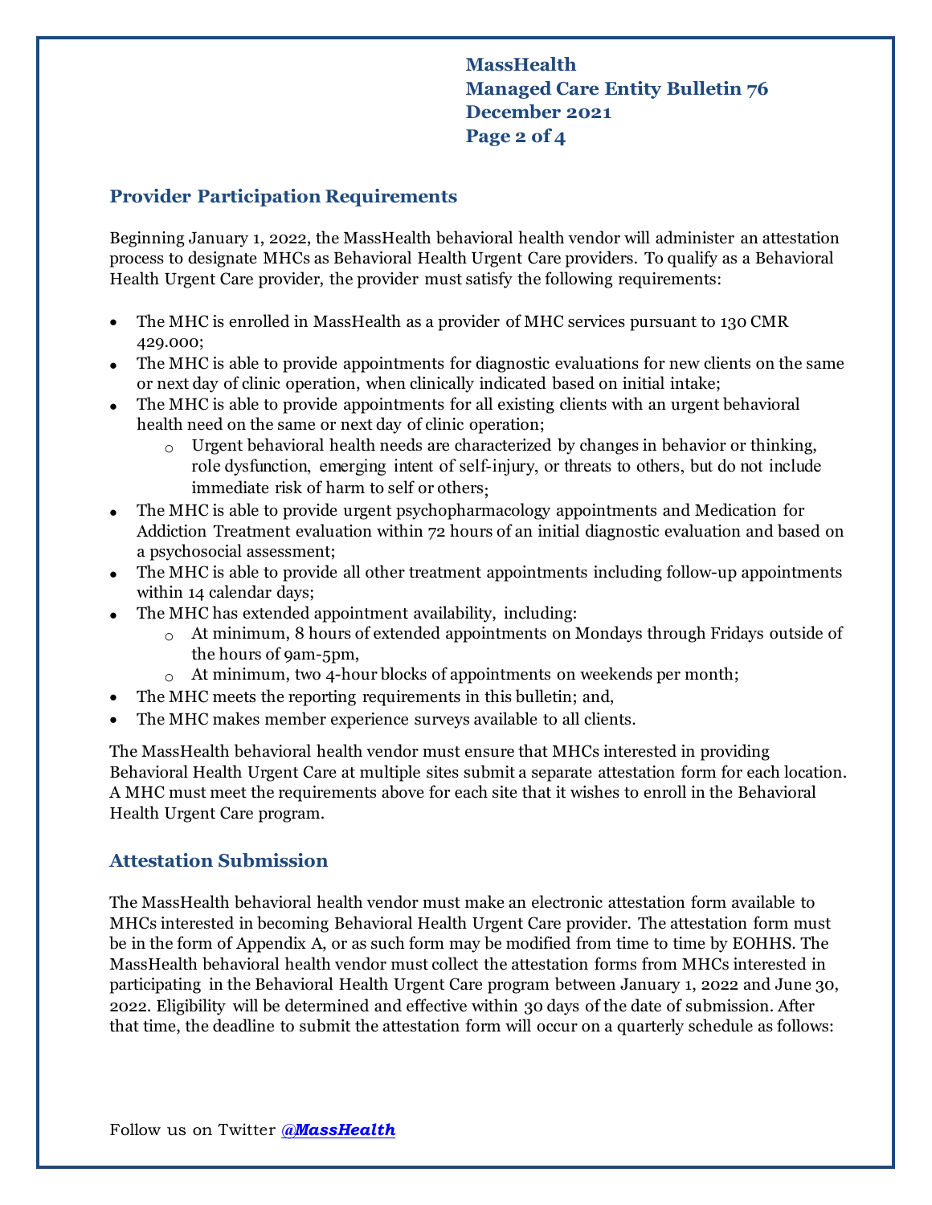## Provider Participation Requirements

Beginning January 1, 2022, the MassHealth behavioral health vendor will administer an attestation process to designate MHCs as Behavioral Health Urgent Care providers. To qualify as a Behavioral Health Urgent Care provider, the provider must satisfy the following requirements:

- The MHC is enrolled in MassHealth as a provider of MHC services pursuant to 130 CMR 429.000;
- The MHC is able to provide appointments for diagnostic evaluations for new clients on the same or next day of clinic operation, when clinically indicated based on initial intake;
- The MHC is able to provide appointments for all existing clients with an urgent behavioral health need on the same or next day of clinic operation;
    - Urgent behavioral health needs are characterized by changes in behavior or thinking, role dysfunction, emerging intent of self-injury, or threats to others, but do not include immediate risk of harm to self or others;
- The MHC is able to provide urgent psychopharmacology appointments and Medication for Addiction Treatment evaluation within 72 hours of an initial diagnostic evaluation and based on a psychosocial assessment;
- The MHC is able to provide all other treatment appointments including follow-up appointments within 14 calendar days;
- The MHC has extended appointment availability, including:
    - At minimum, 8 hours of extended appointments on Mondays through Fridays outside of the hours of 9am-5pm,
    - At minimum, two 4-hour blocks of appointments on weekends per month;
- The MHC meets the reporting requirements in this bulletin; and,
- The MHC makes member experience surveys available to all clients.

The MassHealth behavioral health vendor must ensure that MHCs interested in providing Behavioral Health Urgent Care at multiple sites submit a separate attestation form for each location. A MHC must meet the requirements above for each site that it wishes to enroll in the Behavioral Health Urgent Care program.

## Attestation Submission

The MassHealth behavioral health vendor must make an electronic attestation form available to MHCs interested in becoming Behavioral Health Urgent Care provider. The attestation form must be in the form of Appendix A, or as such form may be modified from time to time by EOHHS. The MassHealth behavioral health vendor must collect the attestation forms from MHCs interested in participating in the Behavioral Health Urgent Care program between January 1, 2022 and June 30, 2022. Eligibility will be determined and effective within 30 days of the date of submission. After that time, the deadline to submit the attestation form will occur on a quarterly schedule as follows:

Follow us on Twitter ***@MassHealth***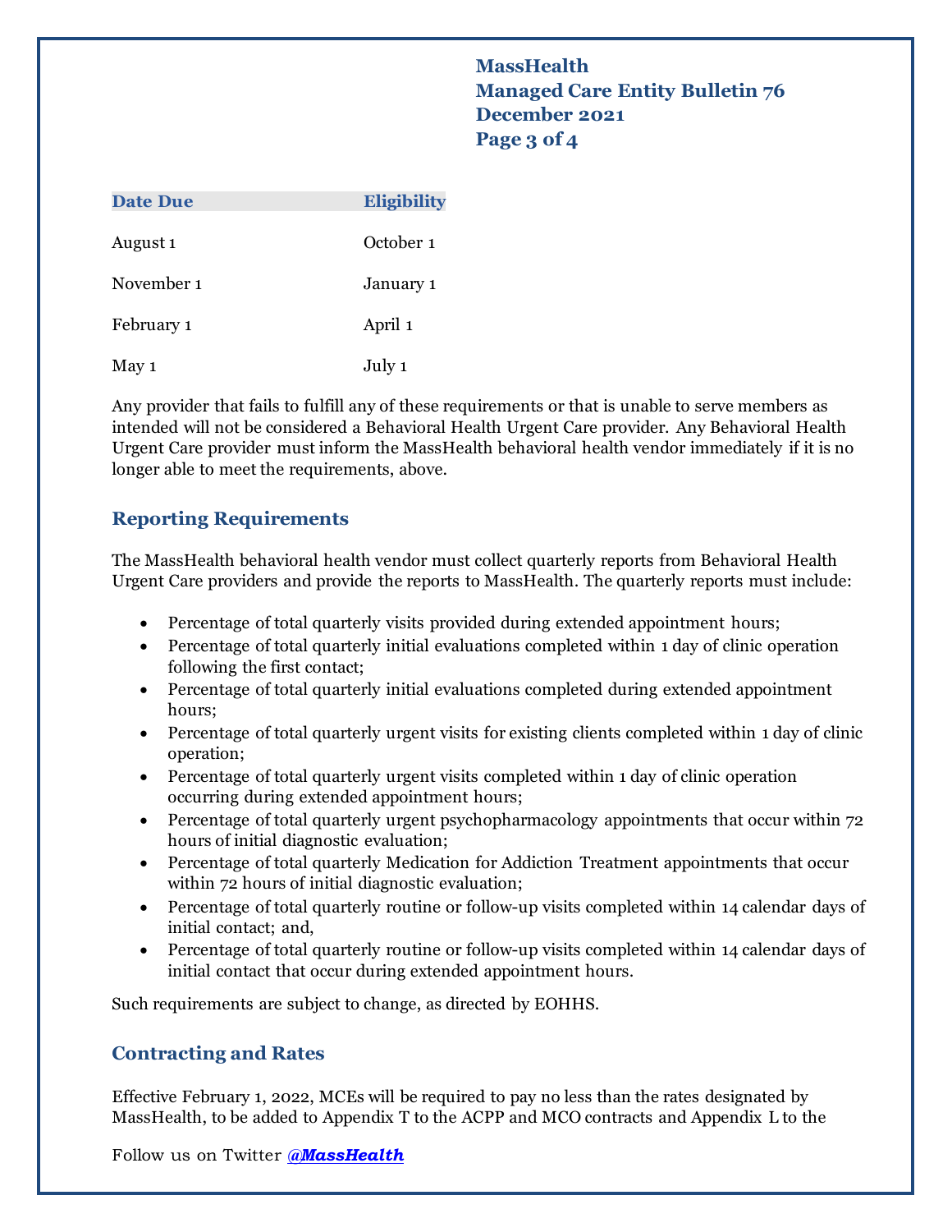| Date Due | Eligibility |
|---|---|
| August 1 | October 1 |
| November 1 | January 1 |
| February 1 | April 1 |
| May 1 | July 1 |

Any provider that fails to fulfill any of these requirements or that is unable to serve members as intended will not be considered a Behavioral Health Urgent Care provider. Any Behavioral Health Urgent Care provider must inform the MassHealth behavioral health vendor immediately if it is no longer able to meet the requirements, above.

## Reporting Requirements

The MassHealth behavioral health vendor must collect quarterly reports from Behavioral Health Urgent Care providers and provide the reports to MassHealth. The quarterly reports must include:

- Percentage of total quarterly visits provided during extended appointment hours;
- Percentage of total quarterly initial evaluations completed within 1 day of clinic operation following the first contact;
- Percentage of total quarterly initial evaluations completed during extended appointment hours;
- Percentage of total quarterly urgent visits for existing clients completed within 1 day of clinic operation;
- Percentage of total quarterly urgent visits completed within 1 day of clinic operation occurring during extended appointment hours;
- Percentage of total quarterly urgent psychopharmacology appointments that occur within 72 hours of initial diagnostic evaluation;
- Percentage of total quarterly Medication for Addiction Treatment appointments that occur within 72 hours of initial diagnostic evaluation;
- Percentage of total quarterly routine or follow-up visits completed within 14 calendar days of initial contact; and,
- Percentage of total quarterly routine or follow-up visits completed within 14 calendar days of initial contact that occur during extended appointment hours.

Such requirements are subject to change, as directed by EOHHS.

## Contracting and Rates

Effective February 1, 2022, MCEs will be required to pay no less than the rates designated by MassHealth, to be added to Appendix T to the ACPP and MCO contracts and Appendix L to the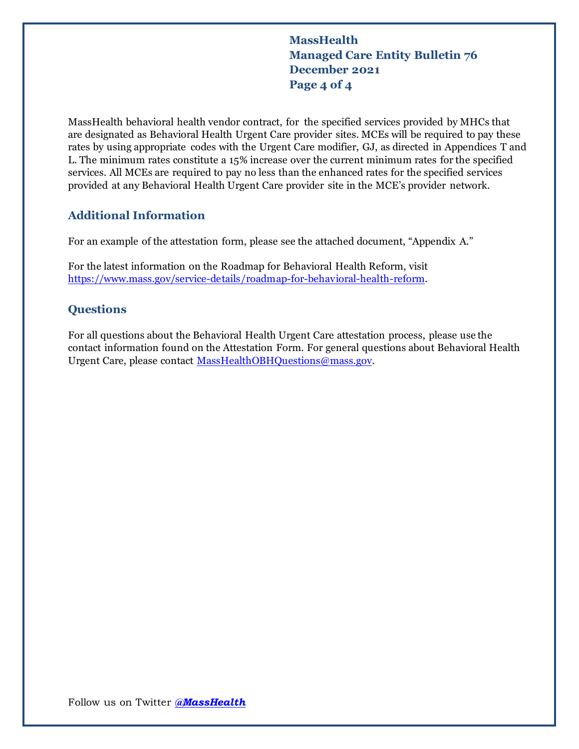MassHealth behavioral health vendor contract, for the specified services provided by MHCs that are designated as Behavioral Health Urgent Care provider sites. MCEs will be required to pay these rates by using appropriate codes with the Urgent Care modifier, GJ, as directed in Appendices T and L. The minimum rates constitute a 15% increase over the current minimum rates for the specified services. All MCEs are required to pay no less than the enhanced rates for the specified services provided at any Behavioral Health Urgent Care provider site in the MCE's provider network.

## Additional Information

For an example of the attestation form, please see the attached document, "Appendix A."

For the latest information on the Roadmap for Behavioral Health Reform, visit [https://www.mass.gov/service-details/roadmap-for-behavioral-health-reform](https://www.mass.gov/service-details/roadmap-for-behavioral-health-reform).

## Questions

For all questions about the Behavioral Health Urgent Care attestation process, please use the contact information found on the Attestation Form. For general questions about Behavioral Health Urgent Care, please contact [MassHealthOBHQuestions@mass.gov](mailto:MassHealthOBHQuestions@mass.gov).

Follow us on Twitter [***@MassHealth***](https://twitter.com/MassHealth)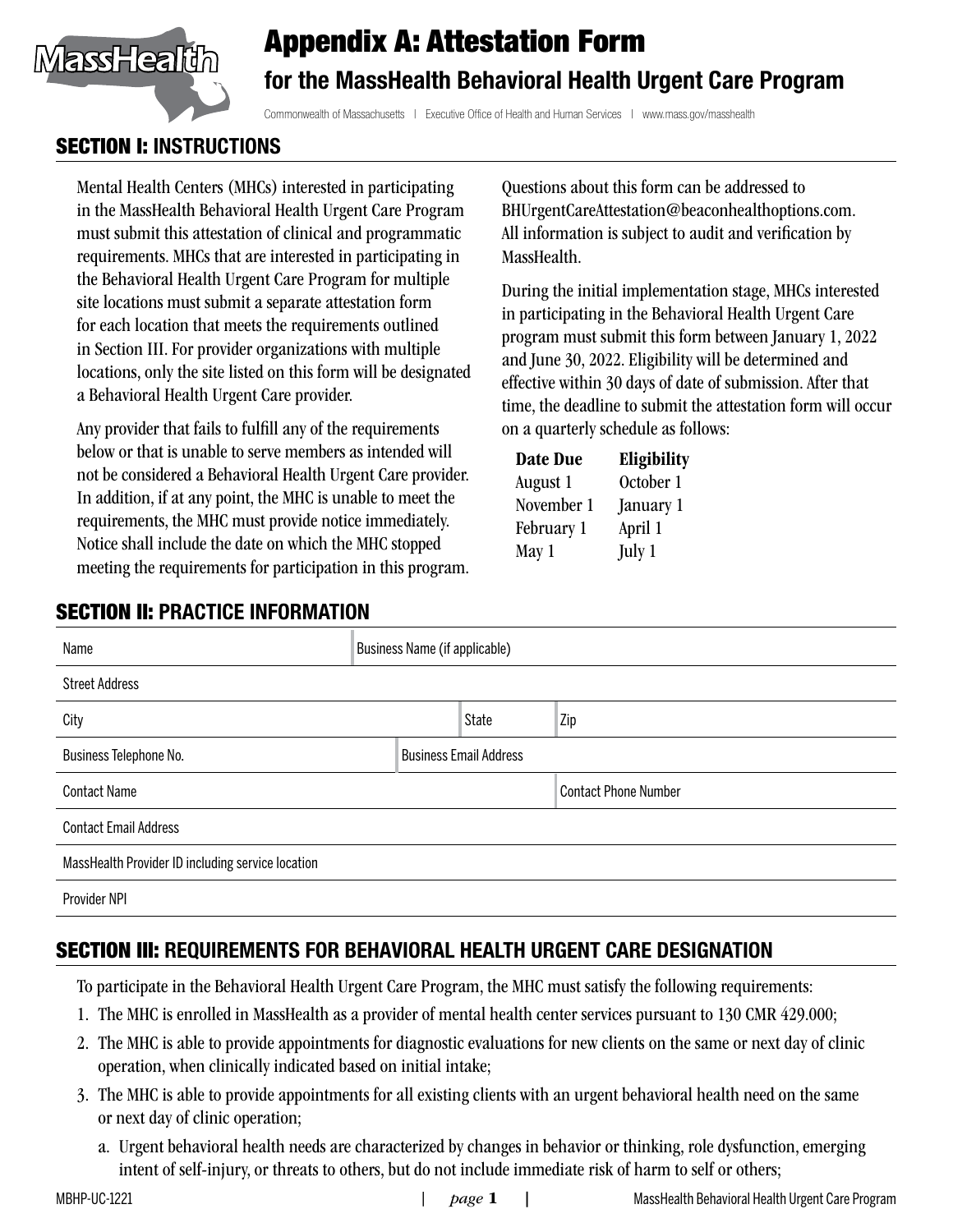# Appendix A: Attestation Form

## for the MassHealth Behavioral Health Urgent Care Program

Commonwealth of Massachusetts | Executive Office of Health and Human Services | www.mass.gov/masshealth

## SECTION I: INSTRUCTIONS

Mental Health Centers (MHCs) interested in participating in the MassHealth Behavioral Health Urgent Care Program must submit this attestation of clinical and programmatic requirements. MHCs that are interested in participating in the Behavioral Health Urgent Care Program for multiple site locations must submit a separate attestation form for each location that meets the requirements outlined in Section III. For provider organizations with multiple locations, only the site listed on this form will be designated a Behavioral Health Urgent Care provider.

Any provider that fails to fulfill any of the requirements below or that is unable to serve members as intended will not be considered a Behavioral Health Urgent Care provider. In addition, if at any point, the MHC is unable to meet the requirements, the MHC must provide notice immediately. Notice shall include the date on which the MHC stopped meeting the requirements for participation in this program.

Questions about this form can be addressed to BHUrgentCareAttestation@beaconhealthoptions.com. All information is subject to audit and verification by MassHealth.

During the initial implementation stage, MHCs interested in participating in the Behavioral Health Urgent Care program must submit this form between January 1, 2022 and June 30, 2022. Eligibility will be determined and effective within 30 days of date of submission. After that time, the deadline to submit the attestation form will occur on a quarterly schedule as follows:

| Date Due | Eligibility |
|---|---|
| August 1 | October 1 |
| November 1 | January 1 |
| February 1 | April 1 |
| May 1 | July 1 |

## SECTION II: PRACTICE INFORMATION

| | | |
|---|---|---|
| Name | Business Name (if applicable) | |
| Street Address | | |
| City | State | Zip |
| Business Telephone No. | Business Email Address | |
| Contact Name | Contact Phone Number | |
| Contact Email Address | | |
| MassHealth Provider ID including service location | | |
| Provider NPI | | |

## SECTION III: REQUIREMENTS FOR BEHAVIORAL HEALTH URGENT CARE DESIGNATION

To participate in the Behavioral Health Urgent Care Program, the MHC must satisfy the following requirements:

1. The MHC is enrolled in MassHealth as a provider of mental health center services pursuant to 130 CMR 429.000;
2. The MHC is able to provide appointments for diagnostic evaluations for new clients on the same or next day of clinic operation, when clinically indicated based on initial intake;
3. The MHC is able to provide appointments for all existing clients with an urgent behavioral health need on the same or next day of clinic operation;
   a. Urgent behavioral health needs are characterized by changes in behavior or thinking, role dysfunction, emerging intent of self-injury, or threats to others, but do not include immediate risk of harm to self or others;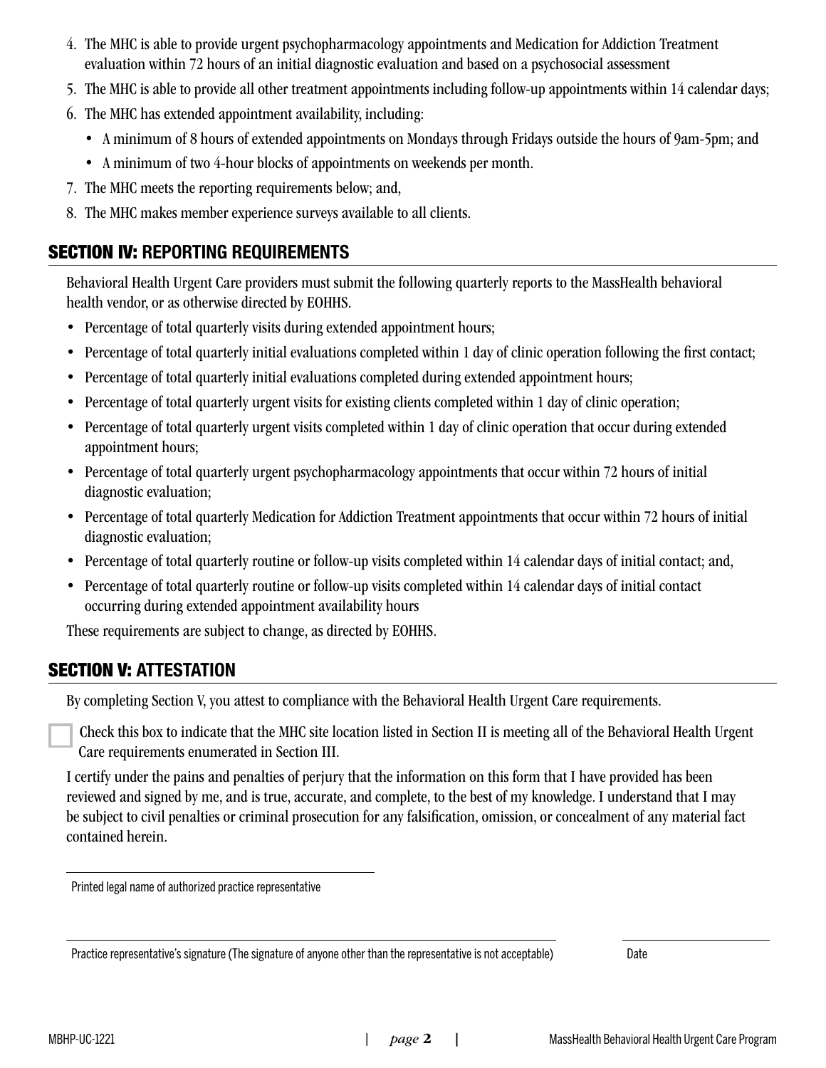4. The MHC is able to provide urgent psychopharmacology appointments and Medication for Addiction Treatment evaluation within 72 hours of an initial diagnostic evaluation and based on a psychosocial assessment
5. The MHC is able to provide all other treatment appointments including follow-up appointments within 14 calendar days;
6. The MHC has extended appointment availability, including:
   - A minimum of 8 hours of extended appointments on Mondays through Fridays outside the hours of 9am-5pm; and
   - A minimum of two 4-hour blocks of appointments on weekends per month.
7. The MHC meets the reporting requirements below; and,
8. The MHC makes member experience surveys available to all clients.

## SECTION IV: REPORTING REQUIREMENTS

Behavioral Health Urgent Care providers must submit the following quarterly reports to the MassHealth behavioral health vendor, or as otherwise directed by EOHHS.

- Percentage of total quarterly visits during extended appointment hours;
- Percentage of total quarterly initial evaluations completed within 1 day of clinic operation following the first contact;
- Percentage of total quarterly initial evaluations completed during extended appointment hours;
- Percentage of total quarterly urgent visits for existing clients completed within 1 day of clinic operation;
- Percentage of total quarterly urgent visits completed within 1 day of clinic operation that occur during extended appointment hours;
- Percentage of total quarterly urgent psychopharmacology appointments that occur within 72 hours of initial diagnostic evaluation;
- Percentage of total quarterly Medication for Addiction Treatment appointments that occur within 72 hours of initial diagnostic evaluation;
- Percentage of total quarterly routine or follow-up visits completed within 14 calendar days of initial contact; and,
- Percentage of total quarterly routine or follow-up visits completed within 14 calendar days of initial contact occurring during extended appointment availability hours

These requirements are subject to change, as directed by EOHHS.

## SECTION V: ATTESTATION

By completing Section V, you attest to compliance with the Behavioral Health Urgent Care requirements.

☐ Check this box to indicate that the MHC site location listed in Section II is meeting all of the Behavioral Health Urgent Care requirements enumerated in Section III.

I certify under the pains and penalties of perjury that the information on this form that I have provided has been reviewed and signed by me, and is true, accurate, and complete, to the best of my knowledge. I understand that I may be subject to civil penalties or criminal prosecution for any falsification, omission, or concealment of any material fact contained herein.

Printed legal name of authorized practice representative

Practice representative's signature (The signature of anyone other than the representative is not acceptable)

Date